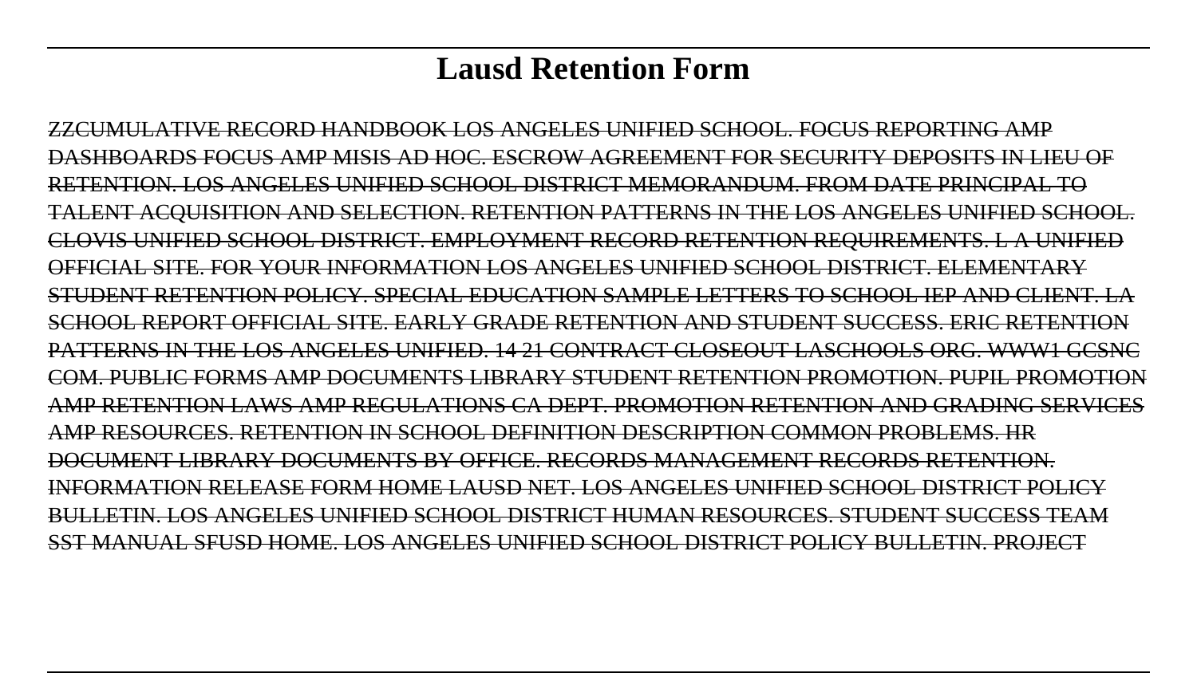# Lausd Retention Form

ZZCUMULATIVE RECORD HANDBOOK LOS ANGELES UNIFIED SCHOOL. FOCUS REPORTING AMP DASHBOARDS FOCUS AMP MISIS AD HOC. ESCROW AGREEMENT FOR SECURITY DEPOSITS IN LIEU OF RETENTION. LOS ANGELES UNIFIED SCHOOL DISTRICT MEMORANDUM. FROM DATE PRINCIPAL TO TALENT ACQUISITION AND SELECTION. RETENTION PATTERNS IN THE LOS ANGELES UNIFIED SCHOOL. CLOVIS UNIFIED SCHOOL DISTRICT. EMPLOYMENT RECORD RETENTION REQUIREMENTS. L A UNIFIED OFFICIAL SITE. FOR YOUR INFORMATION LOS ANGELES UNIFIED SCHOOL DISTRICT. ELEMENTARY STUDENT RETENTION POLICY. SPECIAL EDUCATION SAMPLE LETTERS TO SCHOOL IEP AND CLIENT. LA SCHOOL REPORT OFFICIAL SITE. EARLY GRADE RETENTION AND STUDENT SUCCESS. ERIC RETENTION PATTERNS IN THE LOS ANGELES UNIFIED. 14 21 CONTRACT CLOSEOUT LASCHOOLS ORG. WWW1 GCSNC COM. PUBLIC FORMS AMP DOCUMENTS LIBRARY STUDENT RETENTION PROMOTION. PUPIL PROMOTION AMP RETENTION LAWS AMP REGULATIONS CA DEPT. PROMOTION RETENTION AND GRADING SERVICES AMP RESOURCES. RETENTION IN SCHOOL DEFINITION DESCRIPTION COMMON PROBLEMS. HR DOCUMENT LIBRARY DOCUMENTS BY OFFICE. RECORDS MANAGEMENT RECORDS RETENTION. INFORMATION RELEASE FORM HOME LAUSD NET. LOS ANGELES UNIFIED SCHOOL DISTRICT POLICY BULLETIN. LOS ANGELES UNIFIED SCHOOL DISTRICT HUMAN RESOURCES. STUDENT SUCCESS TEAM SST MANUAL SFUSD HOME. LOS ANGELES UNIFIED SCHOOL DISTRICT POLICY BULLETIN. PROJECT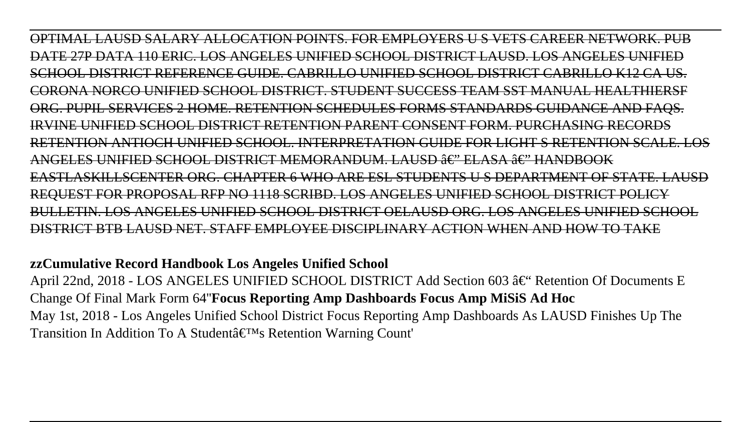~~OPTIMAL LAUSD SALARY ALLOCATION POINTS. FOR EMPLOYERS U S VETS CAREER NETWORK. PUB DATE 27P DATA 110 ERIC. LOS ANGELES UNIFIED SCHOOL DISTRICT LAUSD. LOS ANGELES UNIFIED SCHOOL DISTRICT REFERENCE GUIDE. CABRILLO UNIFIED SCHOOL DISTRICT CABRILLO K12 CA US. CORONA NORCO UNIFIED SCHOOL DISTRICT. STUDENT SUCCESS TEAM SST MANUAL HEALTHIERSF ORG. PUPIL SERVICES 2 HOME. RETENTION SCHEDULES FORMS STANDARDS GUIDANCE AND FAQS. IRVINE UNIFIED SCHOOL DISTRICT RETENTION PARENT CONSENT FORM. PURCHASING RECORDS RETENTION ANTIOCH UNIFIED SCHOOL. INTERPRETATION GUIDE FOR LIGHT S RETENTION SCALE. LOS ANGELES UNIFIED SCHOOL DISTRICT MEMORANDUM. LAUSD â€" ELASA â€" HANDBOOK EASTLASKILLSCENTER ORG. CHAPTER 6 WHO ARE ESL STUDENTS U S DEPARTMENT OF STATE. LAUSD REQUEST FOR PROPOSAL RFP NO 1118 SCRIBD. LOS ANGELES UNIFIED SCHOOL DISTRICT POLICY BULLETIN. LOS ANGELES UNIFIED SCHOOL DISTRICT OELAUSD ORG. LOS ANGELES UNIFIED SCHOOL DISTRICT BTB LAUSD NET. STAFF EMPLOYEE DISCIPLINARY ACTION WHEN AND HOW TO TAKE~~

**zzCumulative Record Handbook Los Angeles Unified School**

April 22nd, 2018 - LOS ANGELES UNIFIED SCHOOL DISTRICT Add Section 603 â€" Retention Of Documents E Change Of Final Mark Form 64''**Focus Reporting Amp Dashboards Focus Amp MiSiS Ad Hoc**

May 1st, 2018 - Los Angeles Unified School District Focus Reporting Amp Dashboards As LAUSD Finishes Up The Transition In Addition To A Studentâ€™s Retention Warning Count'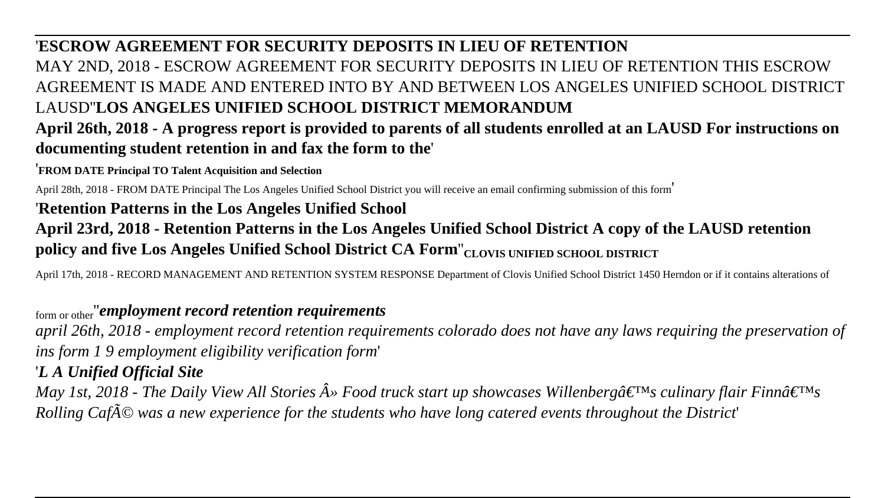'**ESCROW AGREEMENT FOR SECURITY DEPOSITS IN LIEU OF RETENTION**

MAY 2ND, 2018 - ESCROW AGREEMENT FOR SECURITY DEPOSITS IN LIEU OF RETENTION THIS ESCROW AGREEMENT IS MADE AND ENTERED INTO BY AND BETWEEN LOS ANGELES UNIFIED SCHOOL DISTRICT LAUSD''**LOS ANGELES UNIFIED SCHOOL DISTRICT MEMORANDUM**

**April 26th, 2018 - A progress report is provided to parents of all students enrolled at an LAUSD For instructions on documenting student retention in and fax the form to the**'

'**FROM DATE Principal TO Talent Acquisition and Selection**

April 28th, 2018 - FROM DATE Principal The Los Angeles Unified School District you will receive an email confirming submission of this form'

'**Retention Patterns in the Los Angeles Unified School**

**April 23rd, 2018 - Retention Patterns in the Los Angeles Unified School District A copy of the LAUSD retention policy and five Los Angeles Unified School District CA Form**''**CLOVIS UNIFIED SCHOOL DISTRICT**

April 17th, 2018 - RECORD MANAGEMENT AND RETENTION SYSTEM RESPONSE Department of Clovis Unified School District 1450 Herndon or if it contains alterations of form or other''***employment record retention requirements***

*april 26th, 2018 - employment record retention requirements colorado does not have any laws requiring the preservation of ins form 1 9 employment eligibility verification form*'

'***L A Unified Official Site***

*May 1st, 2018 - The Daily View All Stories Â» Food truck start up showcases Willenbergâ€™s culinary flair Finnâ€™s Rolling CafÃ© was a new experience for the students who have long catered events throughout the District*'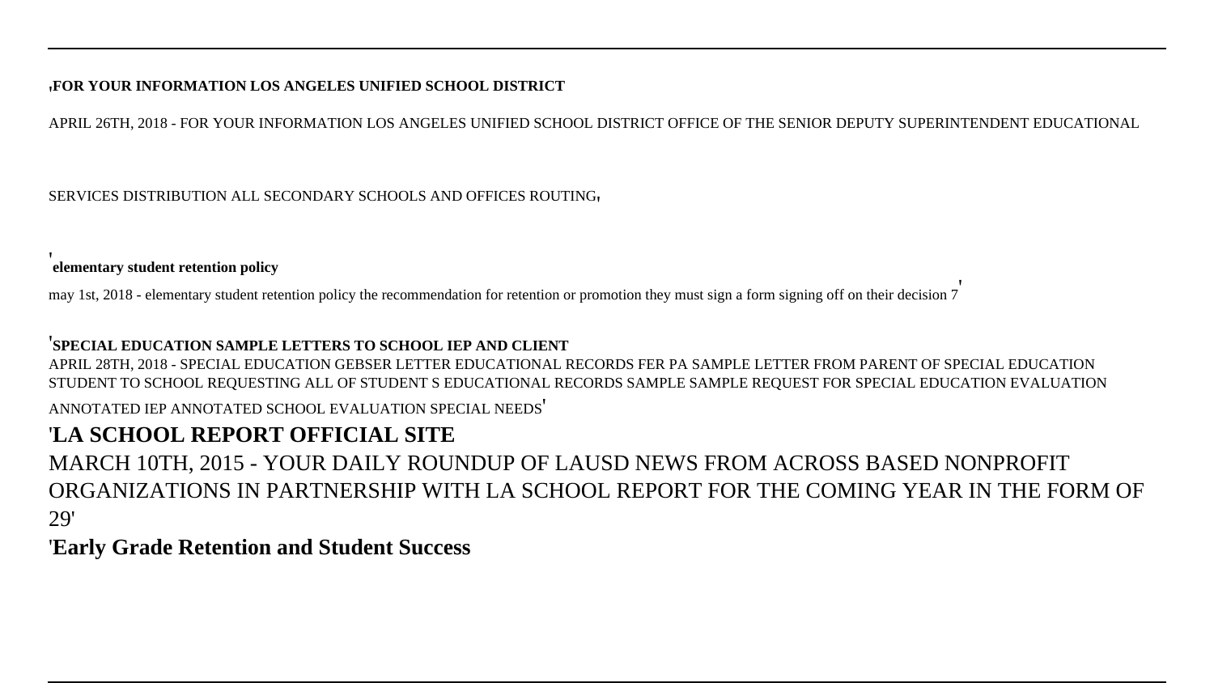**'FOR YOUR INFORMATION LOS ANGELES UNIFIED SCHOOL DISTRICT**

APRIL 26TH, 2018 - FOR YOUR INFORMATION LOS ANGELES UNIFIED SCHOOL DISTRICT OFFICE OF THE SENIOR DEPUTY SUPERINTENDENT EDUCATIONAL SERVICES DISTRIBUTION ALL SECONDARY SCHOOLS AND OFFICES ROUTING'

**'elementary student retention policy**

may 1st, 2018 - elementary student retention policy the recommendation for retention or promotion they must sign a form signing off on their decision 7'

**'SPECIAL EDUCATION SAMPLE LETTERS TO SCHOOL IEP AND CLIENT**

APRIL 28TH, 2018 - SPECIAL EDUCATION GEBSER LETTER EDUCATIONAL RECORDS FER PA SAMPLE LETTER FROM PARENT OF SPECIAL EDUCATION STUDENT TO SCHOOL REQUESTING ALL OF STUDENT S EDUCATIONAL RECORDS SAMPLE SAMPLE REQUEST FOR SPECIAL EDUCATION EVALUATION ANNOTATED IEP ANNOTATED SCHOOL EVALUATION SPECIAL NEEDS'

**'LA SCHOOL REPORT OFFICIAL SITE**

MARCH 10TH, 2015 - YOUR DAILY ROUNDUP OF LAUSD NEWS FROM ACROSS BASED NONPROFIT ORGANIZATIONS IN PARTNERSHIP WITH LA SCHOOL REPORT FOR THE COMING YEAR IN THE FORM OF 29'

**'Early Grade Retention and Student Success**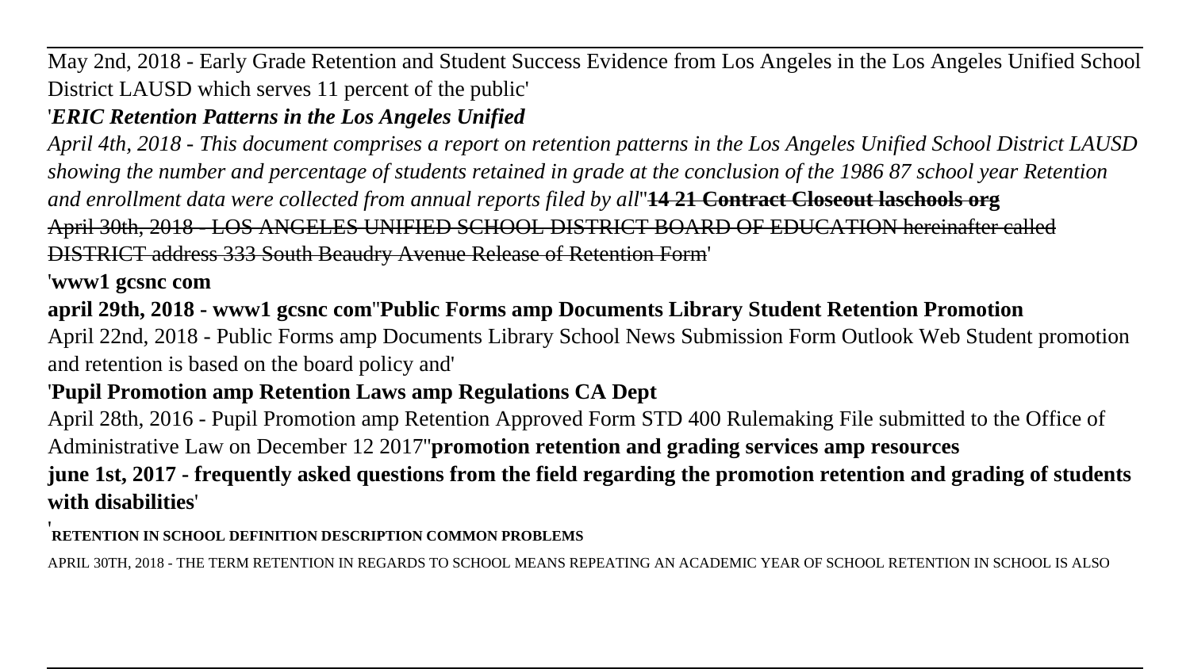May 2nd, 2018 - Early Grade Retention and Student Success Evidence from Los Angeles in the Los Angeles Unified School District LAUSD which serves 11 percent of the public'

'***ERIC Retention Patterns in the Los Angeles Unified***

*April 4th, 2018 - This document comprises a report on retention patterns in the Los Angeles Unified School District LAUSD showing the number and percentage of students retained in grade at the conclusion of the 1986 87 school year Retention and enrollment data were collected from annual reports filed by all*''~~**14 21 Contract Closeout laschools org**~~

~~April 30th, 2018 - LOS ANGELES UNIFIED SCHOOL DISTRICT BOARD OF EDUCATION hereinafter called DISTRICT address 333 South Beaudry Avenue Release of Retention Form~~'

'**www1 gcsnc com**

**april 29th, 2018 - www1 gcsnc com**''**Public Forms amp Documents Library Student Retention Promotion**

April 22nd, 2018 - Public Forms amp Documents Library School News Submission Form Outlook Web Student promotion and retention is based on the board policy and'

'**Pupil Promotion amp Retention Laws amp Regulations CA Dept**

April 28th, 2016 - Pupil Promotion amp Retention Approved Form STD 400 Rulemaking File submitted to the Office of Administrative Law on December 12 2017''**promotion retention and grading services amp resources**

**june 1st, 2017 - frequently asked questions from the field regarding the promotion retention and grading of students with disabilities**'

'**RETENTION IN SCHOOL DEFINITION DESCRIPTION COMMON PROBLEMS**

APRIL 30TH, 2018 - THE TERM RETENTION IN REGARDS TO SCHOOL MEANS REPEATING AN ACADEMIC YEAR OF SCHOOL RETENTION IN SCHOOL IS ALSO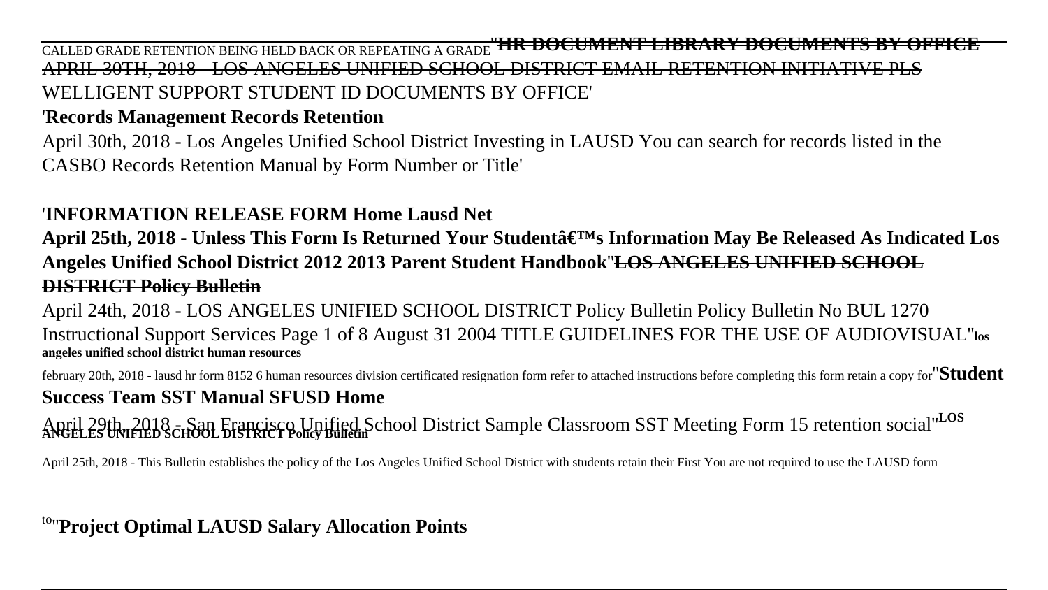CALLED GRADE RETENTION BEING HELD BACK OR REPEATING A GRADE''**HR DOCUMENT LIBRARY DOCUMENTS BY OFFICE**

~~APRIL 30TH, 2018 - LOS ANGELES UNIFIED SCHOOL DISTRICT EMAIL RETENTION INITIATIVE PLS WELLIGENT SUPPORT STUDENT ID DOCUMENTS BY OFFICE~~'

'**Records Management Records Retention**

April 30th, 2018 - Los Angeles Unified School District Investing in LAUSD You can search for records listed in the CASBO Records Retention Manual by Form Number or Title'

'**INFORMATION RELEASE FORM Home Lausd Net**

**April 25th, 2018 - Unless This Form Is Returned Your Studentâ€™s Information May Be Released As Indicated Los Angeles Unified School District 2012 2013 Parent Student Handbook**''~~**LOS ANGELES UNIFIED SCHOOL DISTRICT Policy Bulletin**~~

~~April 24th, 2018 - LOS ANGELES UNIFIED SCHOOL DISTRICT Policy Bulletin Policy Bulletin No BUL 1270 Instructional Support Services Page 1 of 8 August 31 2004 TITLE GUIDELINES FOR THE USE OF AUDIOVISUAL~~''**los angeles unified school district human resources**

february 20th, 2018 - lausd hr form 8152 6 human resources division certificated resignation form refer to attached instructions before completing this form retain a copy for''**Student Success Team SST Manual SFUSD Home**

April 29th, 2018 - San Francisco Unified School District Sample Classroom SST Meeting Form 15 retention social''**LOS ANGELES UNIFIED SCHOOL DISTRICT Policy Bulletin**

April 25th, 2018 - This Bulletin establishes the policy of the Los Angeles Unified School District with students retain their First You are not required to use the LAUSD form to''**Project Optimal LAUSD Salary Allocation Points**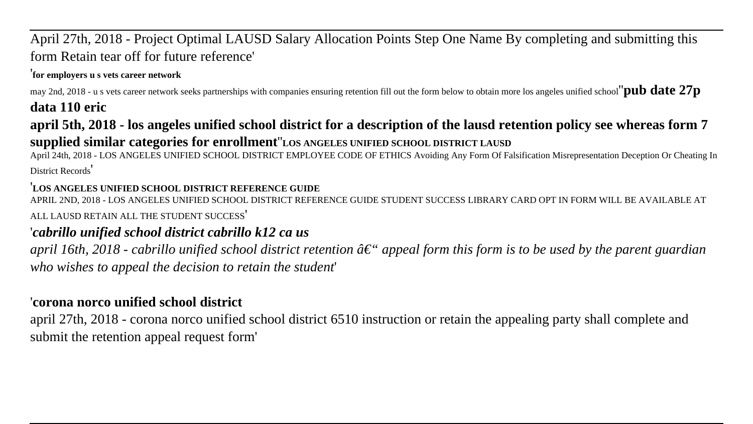April 27th, 2018 - Project Optimal LAUSD Salary Allocation Points Step One Name By completing and submitting this form Retain tear off for future reference'

'**for employers u s vets career network**

may 2nd, 2018 - u s vets career network seeks partnerships with companies ensuring retention fill out the form below to obtain more los angeles unified school''**pub date 27p data 110 eric**

**april 5th, 2018 - los angeles unified school district for a description of the lausd retention policy see whereas form 7 supplied similar categories for enrollment**''**LOS ANGELES UNIFIED SCHOOL DISTRICT LAUSD**

April 24th, 2018 - LOS ANGELES UNIFIED SCHOOL DISTRICT EMPLOYEE CODE OF ETHICS Avoiding Any Form Of Falsification Misrepresentation Deception Or Cheating In District Records'

'**LOS ANGELES UNIFIED SCHOOL DISTRICT REFERENCE GUIDE**

APRIL 2ND, 2018 - LOS ANGELES UNIFIED SCHOOL DISTRICT REFERENCE GUIDE STUDENT SUCCESS LIBRARY CARD OPT IN FORM WILL BE AVAILABLE AT ALL LAUSD RETAIN ALL THE STUDENT SUCCESS'

'***cabrillo unified school district cabrillo k12 ca us***

*april 16th, 2018 - cabrillo unified school district retention â€“ appeal form this form is to be used by the parent guardian who wishes to appeal the decision to retain the student*'

'**corona norco unified school district**

april 27th, 2018 - corona norco unified school district 6510 instruction or retain the appealing party shall complete and submit the retention appeal request form'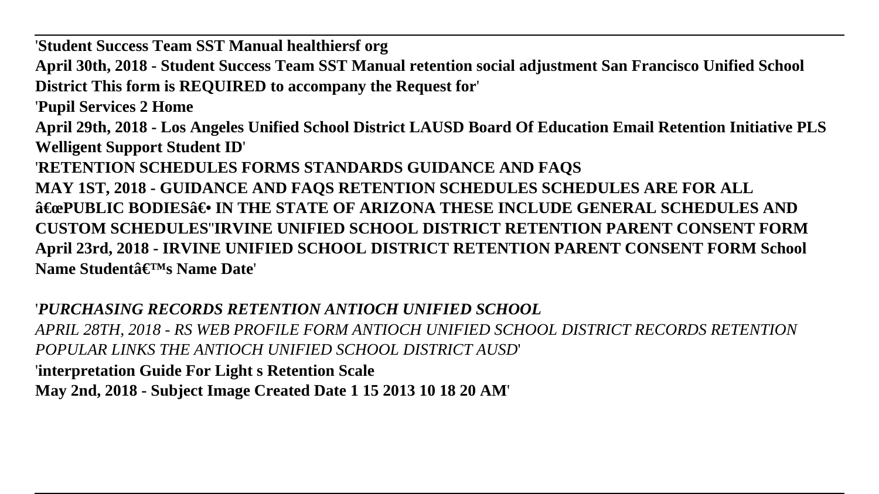**'Student Success Team SST Manual healthiersf org**

**April 30th, 2018 - Student Success Team SST Manual retention social adjustment San Francisco Unified School District This form is REQUIRED to accompany the Request for'**

**'Pupil Services 2 Home**

**April 29th, 2018 - Los Angeles Unified School District LAUSD Board Of Education Email Retention Initiative PLS Welligent Support Student ID'**

**'RETENTION SCHEDULES FORMS STANDARDS GUIDANCE AND FAQS**

**MAY 1ST, 2018 - GUIDANCE AND FAQS RETENTION SCHEDULES SCHEDULES ARE FOR ALL â€œPUBLIC BODIESâ€• IN THE STATE OF ARIZONA THESE INCLUDE GENERAL SCHEDULES AND CUSTOM SCHEDULES''IRVINE UNIFIED SCHOOL DISTRICT RETENTION PARENT CONSENT FORM**

**April 23rd, 2018 - IRVINE UNIFIED SCHOOL DISTRICT RETENTION PARENT CONSENT FORM School Name Studentâ€™s Name Date'**

***'PURCHASING RECORDS RETENTION ANTIOCH UNIFIED SCHOOL***

*APRIL 28TH, 2018 - RS WEB PROFILE FORM ANTIOCH UNIFIED SCHOOL DISTRICT RECORDS RETENTION POPULAR LINKS THE ANTIOCH UNIFIED SCHOOL DISTRICT AUSD'*

**'interpretation Guide For Light s Retention Scale**

**May 2nd, 2018 - Subject Image Created Date 1 15 2013 10 18 20 AM'**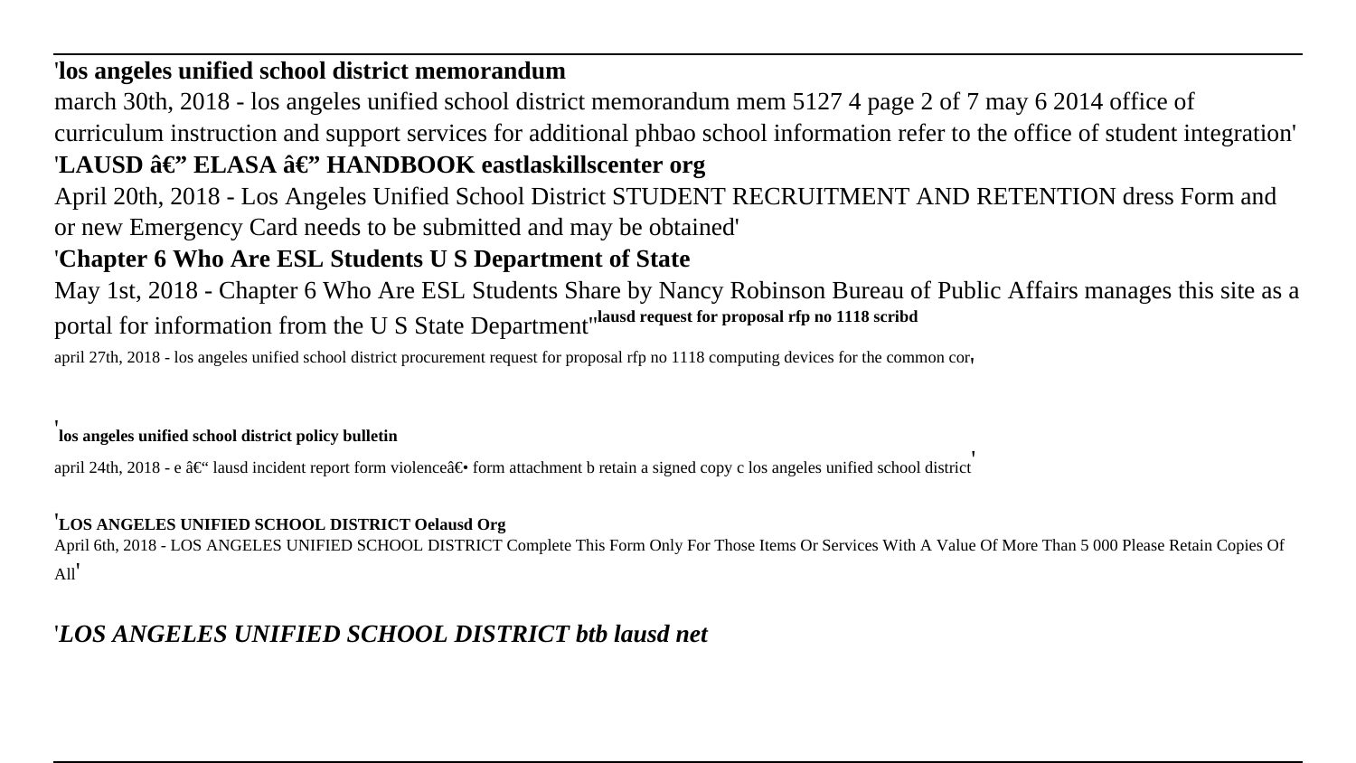'**los angeles unified school district memorandum**

march 30th, 2018 - los angeles unified school district memorandum mem 5127 4 page 2 of 7 may 6 2014 office of curriculum instruction and support services for additional phbao school information refer to the office of student integration'

'**LAUSD â€" ELASA â€" HANDBOOK eastlaskillscenter org**

April 20th, 2018 - Los Angeles Unified School District STUDENT RECRUITMENT AND RETENTION dress Form and or new Emergency Card needs to be submitted and may be obtained'

'**Chapter 6 Who Are ESL Students U S Department of State**

May 1st, 2018 - Chapter 6 Who Are ESL Students Share by Nancy Robinson Bureau of Public Affairs manages this site as a portal for information from the U S State Department''**lausd request for proposal rfp no 1118 scribd**

april 27th, 2018 - los angeles unified school district procurement request for proposal rfp no 1118 computing devices for the common cor'

'**los angeles unified school district policy bulletin**

april 24th, 2018 - e â€" lausd incident report form violenceâ€• form attachment b retain a signed copy c los angeles unified school district'

'**LOS ANGELES UNIFIED SCHOOL DISTRICT Oelausd Org**

April 6th, 2018 - LOS ANGELES UNIFIED SCHOOL DISTRICT Complete This Form Only For Those Items Or Services With A Value Of More Than 5 000 Please Retain Copies Of All'

'***LOS ANGELES UNIFIED SCHOOL DISTRICT btb lausd net***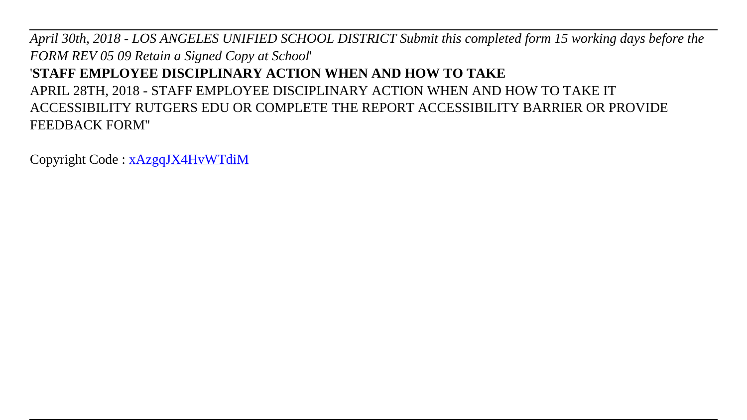*April 30th, 2018 - LOS ANGELES UNIFIED SCHOOL DISTRICT Submit this completed form 15 working days before the FORM REV 05 09 Retain a Signed Copy at School*'

'**STAFF EMPLOYEE DISCIPLINARY ACTION WHEN AND HOW TO TAKE**

APRIL 28TH, 2018 - STAFF EMPLOYEE DISCIPLINARY ACTION WHEN AND HOW TO TAKE IT ACCESSIBILITY RUTGERS EDU OR COMPLETE THE REPORT ACCESSIBILITY BARRIER OR PROVIDE FEEDBACK FORM''

Copyright Code : xAzgqJX4HvWTdiM